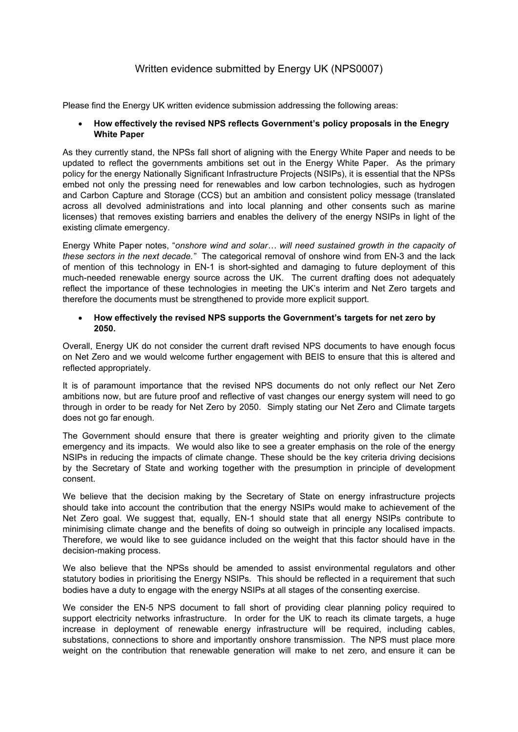# Written evidence submitted by Energy UK (NPS0007)

Please find the Energy UK written evidence submission addressing the following areas:

- **How effectively the revised NPS reflects Government's policy proposals in the Enegry White Paper**

As they currently stand, the NPSs fall short of aligning with the Energy White Paper and needs to be updated to reflect the governments ambitions set out in the Energy White Paper. As the primary policy for the energy Nationally Significant Infrastructure Projects (NSIPs), it is essential that the NPSs embed not only the pressing need for renewables and low carbon technologies, such as hydrogen and Carbon Capture and Storage (CCS) but an ambition and consistent policy message (translated across all devolved administrations and into local planning and other consents such as marine licenses) that removes existing barriers and enables the delivery of the energy NSIPs in light of the existing climate emergency.

Energy White Paper notes, "*onshore wind and solar… will need sustained growth in the capacity of these sectors in the next decade.*" The categorical removal of onshore wind from EN-3 and the lack of mention of this technology in EN-1 is short-sighted and damaging to future deployment of this much-needed renewable energy source across the UK. The current drafting does not adequately reflect the importance of these technologies in meeting the UK's interim and Net Zero targets and therefore the documents must be strengthened to provide more explicit support.

- **How effectively the revised NPS supports the Government's targets for net zero by 2050.**

Overall, Energy UK do not consider the current draft revised NPS documents to have enough focus on Net Zero and we would welcome further engagement with BEIS to ensure that this is altered and reflected appropriately.

It is of paramount importance that the revised NPS documents do not only reflect our Net Zero ambitions now, but are future proof and reflective of vast changes our energy system will need to go through in order to be ready for Net Zero by 2050. Simply stating our Net Zero and Climate targets does not go far enough.

The Government should ensure that there is greater weighting and priority given to the climate emergency and its impacts. We would also like to see a greater emphasis on the role of the energy NSIPs in reducing the impacts of climate change. These should be the key criteria driving decisions by the Secretary of State and working together with the presumption in principle of development consent.

We believe that the decision making by the Secretary of State on energy infrastructure projects should take into account the contribution that the energy NSIPs would make to achievement of the Net Zero goal. We suggest that, equally, EN-1 should state that all energy NSIPs contribute to minimising climate change and the benefits of doing so outweigh in principle any localised impacts. Therefore, we would like to see guidance included on the weight that this factor should have in the decision-making process.

We also believe that the NPSs should be amended to assist environmental regulators and other statutory bodies in prioritising the Energy NSIPs. This should be reflected in a requirement that such bodies have a duty to engage with the energy NSIPs at all stages of the consenting exercise.

We consider the EN-5 NPS document to fall short of providing clear planning policy required to support electricity networks infrastructure. In order for the UK to reach its climate targets, a huge increase in deployment of renewable energy infrastructure will be required, including cables, substations, connections to shore and importantly onshore transmission. The NPS must place more weight on the contribution that renewable generation will make to net zero, and ensure it can be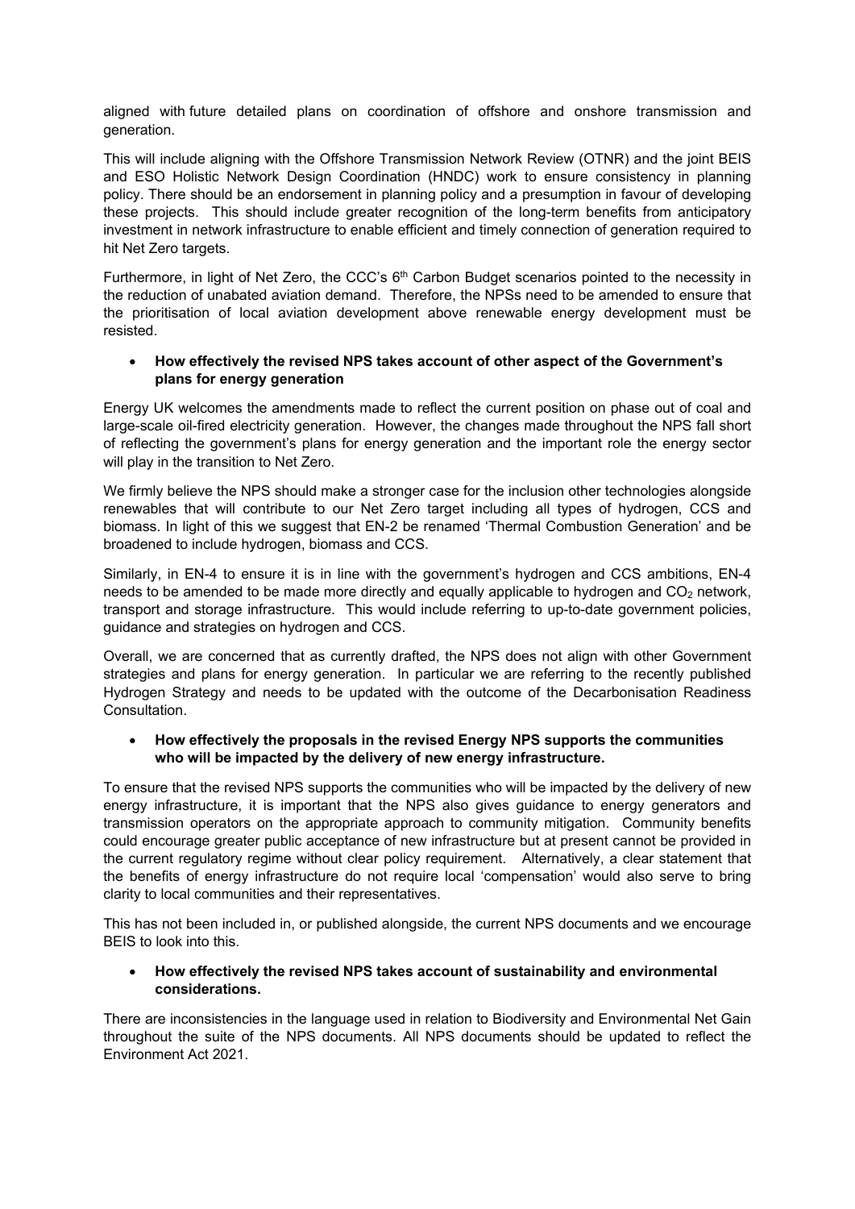aligned with future detailed plans on coordination of offshore and onshore transmission and generation.

This will include aligning with the Offshore Transmission Network Review (OTNR) and the joint BEIS and ESO Holistic Network Design Coordination (HNDC) work to ensure consistency in planning policy. There should be an endorsement in planning policy and a presumption in favour of developing these projects. This should include greater recognition of the long-term benefits from anticipatory investment in network infrastructure to enable efficient and timely connection of generation required to hit Net Zero targets.

Furthermore, in light of Net Zero, the CCC's 6th Carbon Budget scenarios pointed to the necessity in the reduction of unabated aviation demand. Therefore, the NPSs need to be amended to ensure that the prioritisation of local aviation development above renewable energy development must be resisted.

- **How effectively the revised NPS takes account of other aspect of the Government's plans for energy generation**

Energy UK welcomes the amendments made to reflect the current position on phase out of coal and large-scale oil-fired electricity generation. However, the changes made throughout the NPS fall short of reflecting the government's plans for energy generation and the important role the energy sector will play in the transition to Net Zero.

We firmly believe the NPS should make a stronger case for the inclusion other technologies alongside renewables that will contribute to our Net Zero target including all types of hydrogen, CCS and biomass. In light of this we suggest that EN-2 be renamed 'Thermal Combustion Generation' and be broadened to include hydrogen, biomass and CCS.

Similarly, in EN-4 to ensure it is in line with the government's hydrogen and CCS ambitions, EN-4 needs to be amended to be made more directly and equally applicable to hydrogen and $CO_2$ network, transport and storage infrastructure. This would include referring to up-to-date government policies, guidance and strategies on hydrogen and CCS.

Overall, we are concerned that as currently drafted, the NPS does not align with other Government strategies and plans for energy generation. In particular we are referring to the recently published Hydrogen Strategy and needs to be updated with the outcome of the Decarbonisation Readiness Consultation.

- **How effectively the proposals in the revised Energy NPS supports the communities who will be impacted by the delivery of new energy infrastructure.**

To ensure that the revised NPS supports the communities who will be impacted by the delivery of new energy infrastructure, it is important that the NPS also gives guidance to energy generators and transmission operators on the appropriate approach to community mitigation. Community benefits could encourage greater public acceptance of new infrastructure but at present cannot be provided in the current regulatory regime without clear policy requirement. Alternatively, a clear statement that the benefits of energy infrastructure do not require local 'compensation' would also serve to bring clarity to local communities and their representatives.

This has not been included in, or published alongside, the current NPS documents and we encourage BEIS to look into this.

- **How effectively the revised NPS takes account of sustainability and environmental considerations.**

There are inconsistencies in the language used in relation to Biodiversity and Environmental Net Gain throughout the suite of the NPS documents. All NPS documents should be updated to reflect the Environment Act 2021.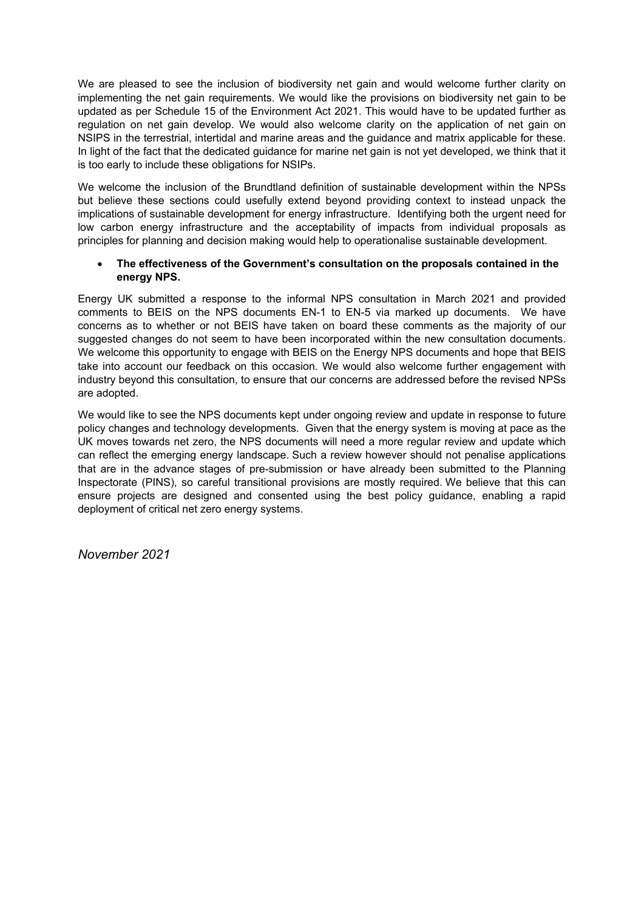We are pleased to see the inclusion of biodiversity net gain and would welcome further clarity on implementing the net gain requirements. We would like the provisions on biodiversity net gain to be updated as per Schedule 15 of the Environment Act 2021. This would have to be updated further as regulation on net gain develop. We would also welcome clarity on the application of net gain on NSIPS in the terrestrial, intertidal and marine areas and the guidance and matrix applicable for these. In light of the fact that the dedicated guidance for marine net gain is not yet developed, we think that it is too early to include these obligations for NSIPs.

We welcome the inclusion of the Brundtland definition of sustainable development within the NPSs but believe these sections could usefully extend beyond providing context to instead unpack the implications of sustainable development for energy infrastructure. Identifying both the urgent need for low carbon energy infrastructure and the acceptability of impacts from individual proposals as principles for planning and decision making would help to operationalise sustainable development.

- **The effectiveness of the Government's consultation on the proposals contained in the energy NPS.**

Energy UK submitted a response to the informal NPS consultation in March 2021 and provided comments to BEIS on the NPS documents EN-1 to EN-5 via marked up documents. We have concerns as to whether or not BEIS have taken on board these comments as the majority of our suggested changes do not seem to have been incorporated within the new consultation documents. We welcome this opportunity to engage with BEIS on the Energy NPS documents and hope that BEIS take into account our feedback on this occasion. We would also welcome further engagement with industry beyond this consultation, to ensure that our concerns are addressed before the revised NPSs are adopted.

We would like to see the NPS documents kept under ongoing review and update in response to future policy changes and technology developments. Given that the energy system is moving at pace as the UK moves towards net zero, the NPS documents will need a more regular review and update which can reflect the emerging energy landscape. Such a review however should not penalise applications that are in the advance stages of pre-submission or have already been submitted to the Planning Inspectorate (PINS), so careful transitional provisions are mostly required. We believe that this can ensure projects are designed and consented using the best policy guidance, enabling a rapid deployment of critical net zero energy systems.

*November 2021*